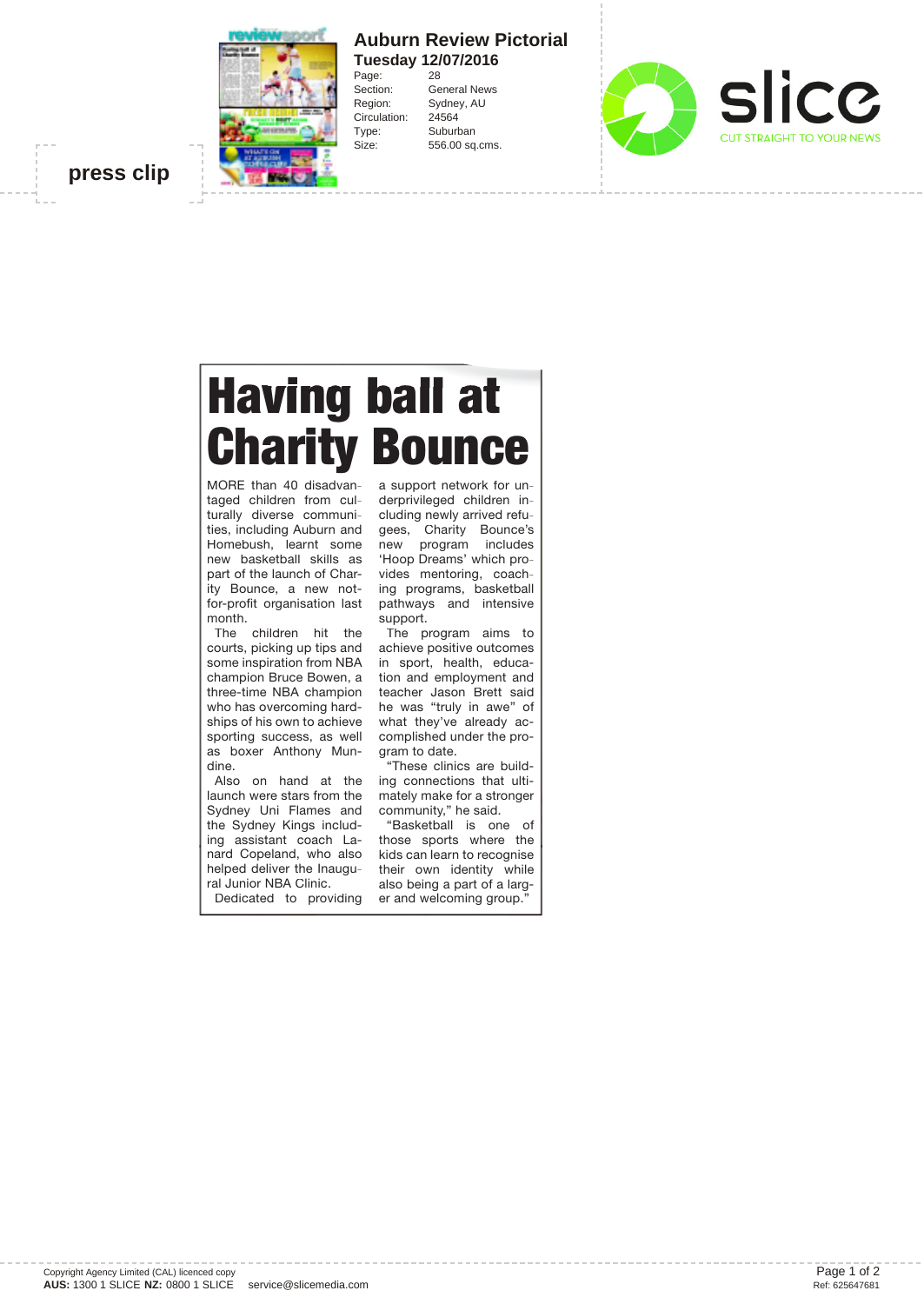press clip

**Auburn Review Pictorial**
**Tuesday 12/07/2016**

Page: 28
Section: General News
Region: Sydney, AU
Circulation: 24564
Type: Suburban
Size: 556.00 sq.cms.

slice
CUT STRAIGHT TO YOUR NEWS

# Having ball at Charity Bounce

MORE than 40 disadvantaged children from culturally diverse communities, including Auburn and Homebush, learnt some new basketball skills as part of the launch of Charity Bounce, a new not-for-profit organisation last month.

The children hit the courts, picking up tips and some inspiration from NBA champion Bruce Bowen, a three-time NBA champion who has overcoming hardships of his own to achieve sporting success, as well as boxer Anthony Mundine.

Also on hand at the launch were stars from the Sydney Uni Flames and the Sydney Kings including assistant coach Lanard Copeland, who also helped deliver the Inaugural Junior NBA Clinic.

Dedicated to providing a support network for underprivileged children including newly arrived refugees, Charity Bounce's new program includes 'Hoop Dreams' which provides mentoring, coaching programs, basketball pathways and intensive support.

The program aims to achieve positive outcomes in sport, health, education and employment and teacher Jason Brett said he was "truly in awe" of what they've already accomplished under the program to date.

"These clinics are building connections that ultimately make for a stronger community," he said.

"Basketball is one of those sports where the kids can learn to recognise their own identity while also being a part of a larger and welcoming group."

Copyright Agency Limited (CAL) licenced copy
**AUS:** 1300 1 SLICE **NZ:** 0800 1 SLICE service@slicemedia.com

Ref: 625647681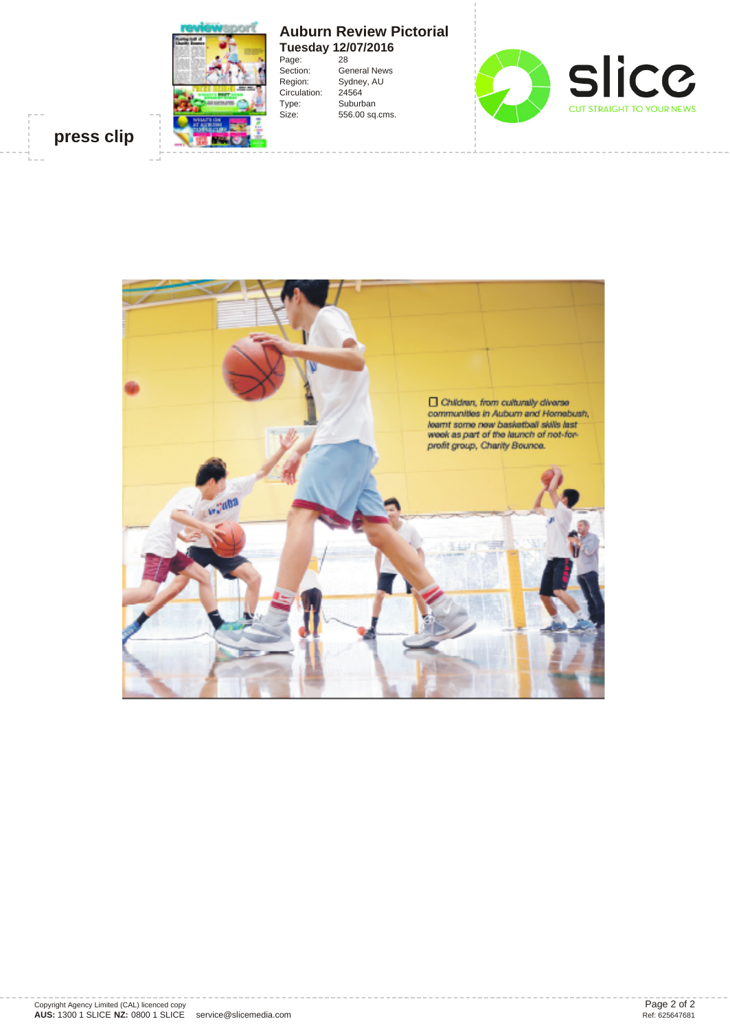press clip

## Auburn Review Pictorial

### Tuesday 12/07/2016

| | |
|---|---|
| Page: | 28 |
| Section: | General News |
| Region: | Sydney, AU |
| Circulation: | 24564 |
| Type: | Suburban |
| Size: | 556.00 sq.cms. |

slice

CUT STRAIGHT TO YOUR NEWS

Children, from culturally diverse communities in Auburn and Homebush, learnt some new basketball skills last week as part of the launch of not-for-profit group, Charity Bounce.

Copyright Agency Limited (CAL) licenced copy

**AUS:** 1300 1 SLICE **NZ:** 0800 1 SLICE service@slicemedia.com

Ref: 625647681